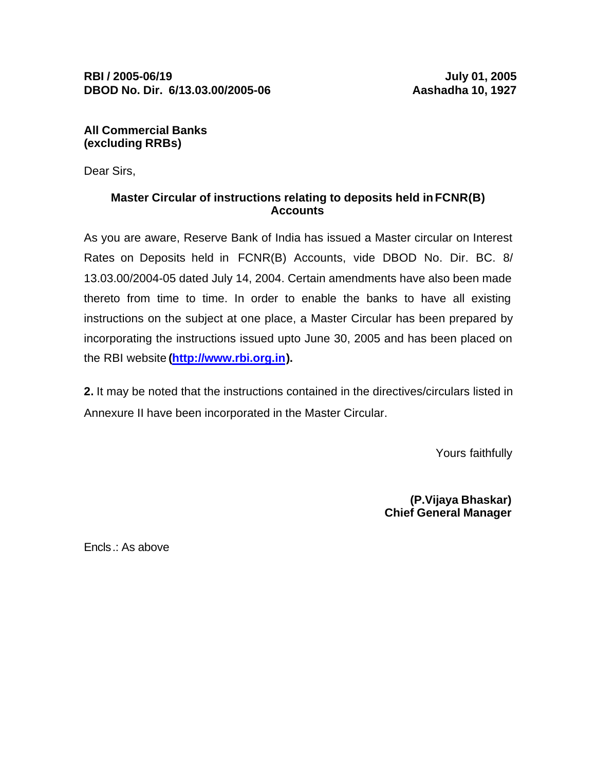**RBI / 2005-06/19** **July 01, 2005**
**DBOD No. Dir. 6/13.03.00/2005-06** **Aashadha 10, 1927**

**All Commercial Banks**
**(excluding RRBs)**

Dear Sirs,

**Master Circular of instructions relating to deposits held in FCNR(B) Accounts**

As you are aware, Reserve Bank of India has issued a Master circular on Interest Rates on Deposits held in FCNR(B) Accounts, vide DBOD No. Dir. BC. 8/ 13.03.00/2004-05 dated July 14, 2004. Certain amendments have also been made thereto from time to time. In order to enable the banks to have all existing instructions on the subject at one place, a Master Circular has been prepared by incorporating the instructions issued upto June 30, 2005 and has been placed on the RBI website **([http://www.rbi.org.in](http://www.rbi.org.in)).**

**2.** It may be noted that the instructions contained in the directives/circulars listed in Annexure II have been incorporated in the Master Circular.

Yours faithfully

**(P.Vijaya Bhaskar)**
**Chief General Manager**

Encls.: As above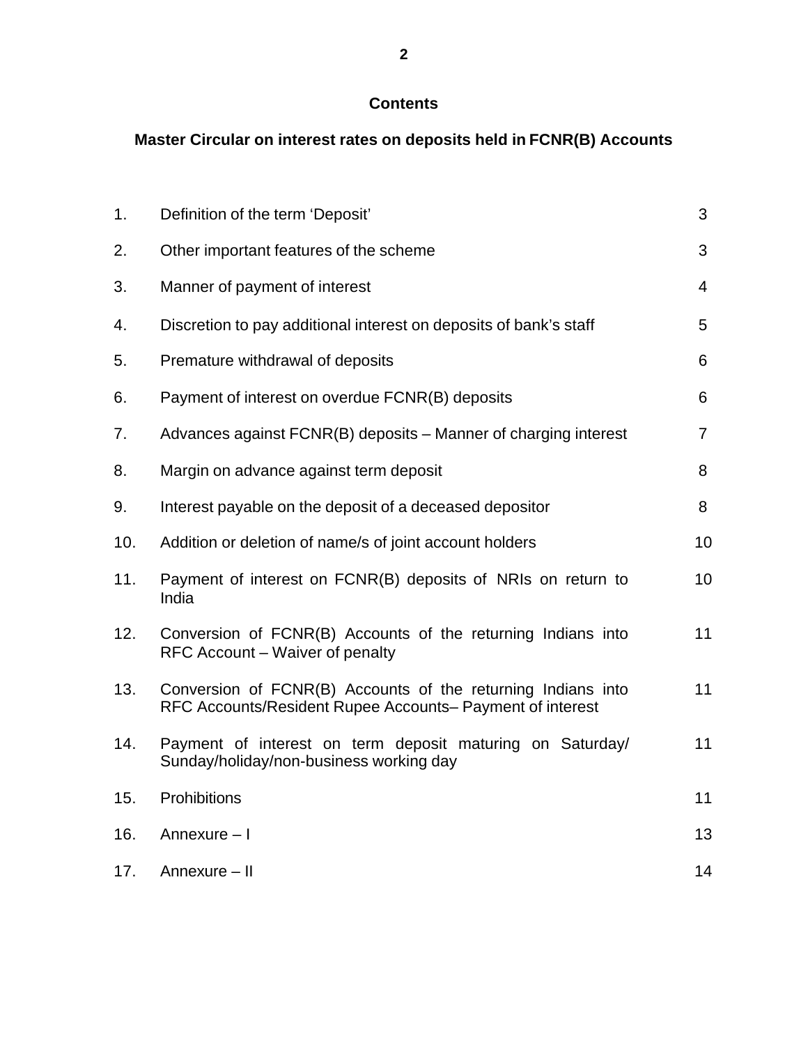## Contents

### Master Circular on interest rates on deposits held in FCNR(B) Accounts

| | | |
|---|---|---|
| 1. | Definition of the term 'Deposit' | 3 |
| 2. | Other important features of the scheme | 3 |
| 3. | Manner of payment of interest | 4 |
| 4. | Discretion to pay additional interest on deposits of bank's staff | 5 |
| 5. | Premature withdrawal of deposits | 6 |
| 6. | Payment of interest on overdue FCNR(B) deposits | 6 |
| 7. | Advances against FCNR(B) deposits – Manner of charging interest | 7 |
| 8. | Margin on advance against term deposit | 8 |
| 9. | Interest payable on the deposit of a deceased depositor | 8 |
| 10. | Addition or deletion of name/s of joint account holders | 10 |
| 11. | Payment of interest on FCNR(B) deposits of NRIs on return to India | 10 |
| 12. | Conversion of FCNR(B) Accounts of the returning Indians into RFC Account – Waiver of penalty | 11 |
| 13. | Conversion of FCNR(B) Accounts of the returning Indians into RFC Accounts/Resident Rupee Accounts– Payment of interest | 11 |
| 14. | Payment of interest on term deposit maturing on Saturday/ Sunday/holiday/non-business working day | 11 |
| 15. | Prohibitions | 11 |
| 16. | Annexure – I | 13 |
| 17. | Annexure – II | 14 |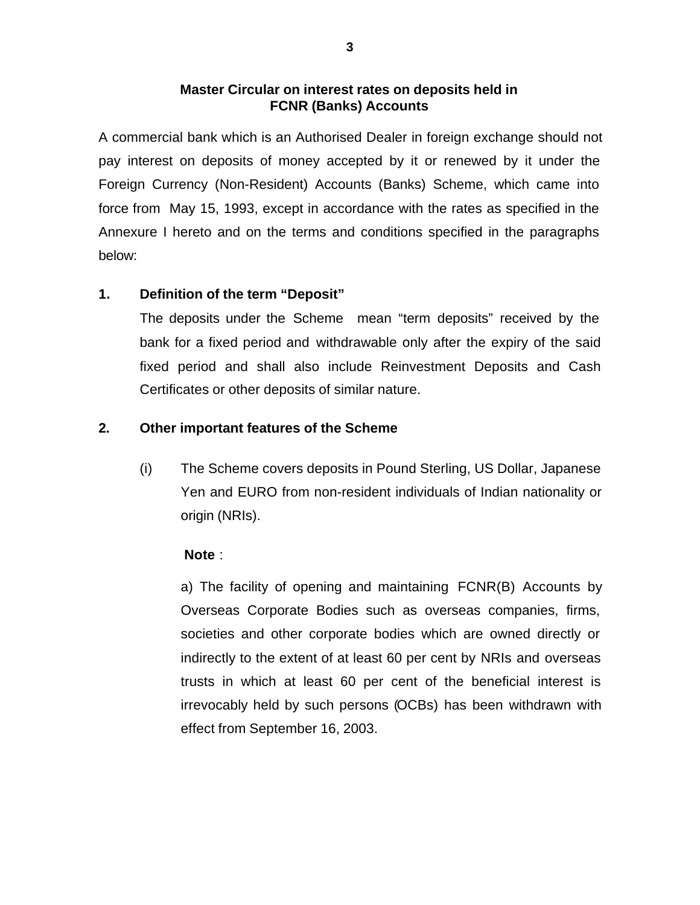# Master Circular on interest rates on deposits held in FCNR (Banks) Accounts

A commercial bank which is an Authorised Dealer in foreign exchange should not pay interest on deposits of money accepted by it or renewed by it under the Foreign Currency (Non-Resident) Accounts (Banks) Scheme, which came into force from May 15, 1993, except in accordance with the rates as specified in the Annexure I hereto and on the terms and conditions specified in the paragraphs below:

## 1. Definition of the term "Deposit"

The deposits under the Scheme mean "term deposits" received by the bank for a fixed period and withdrawable only after the expiry of the said fixed period and shall also include Reinvestment Deposits and Cash Certificates or other deposits of similar nature.

## 2. Other important features of the Scheme

(i) The Scheme covers deposits in Pound Sterling, US Dollar, Japanese Yen and EURO from non-resident individuals of Indian nationality or origin (NRIs).

**Note** :

a) The facility of opening and maintaining FCNR(B) Accounts by Overseas Corporate Bodies such as overseas companies, firms, societies and other corporate bodies which are owned directly or indirectly to the extent of at least 60 per cent by NRIs and overseas trusts in which at least 60 per cent of the beneficial interest is irrevocably held by such persons (OCBs) has been withdrawn with effect from September 16, 2003.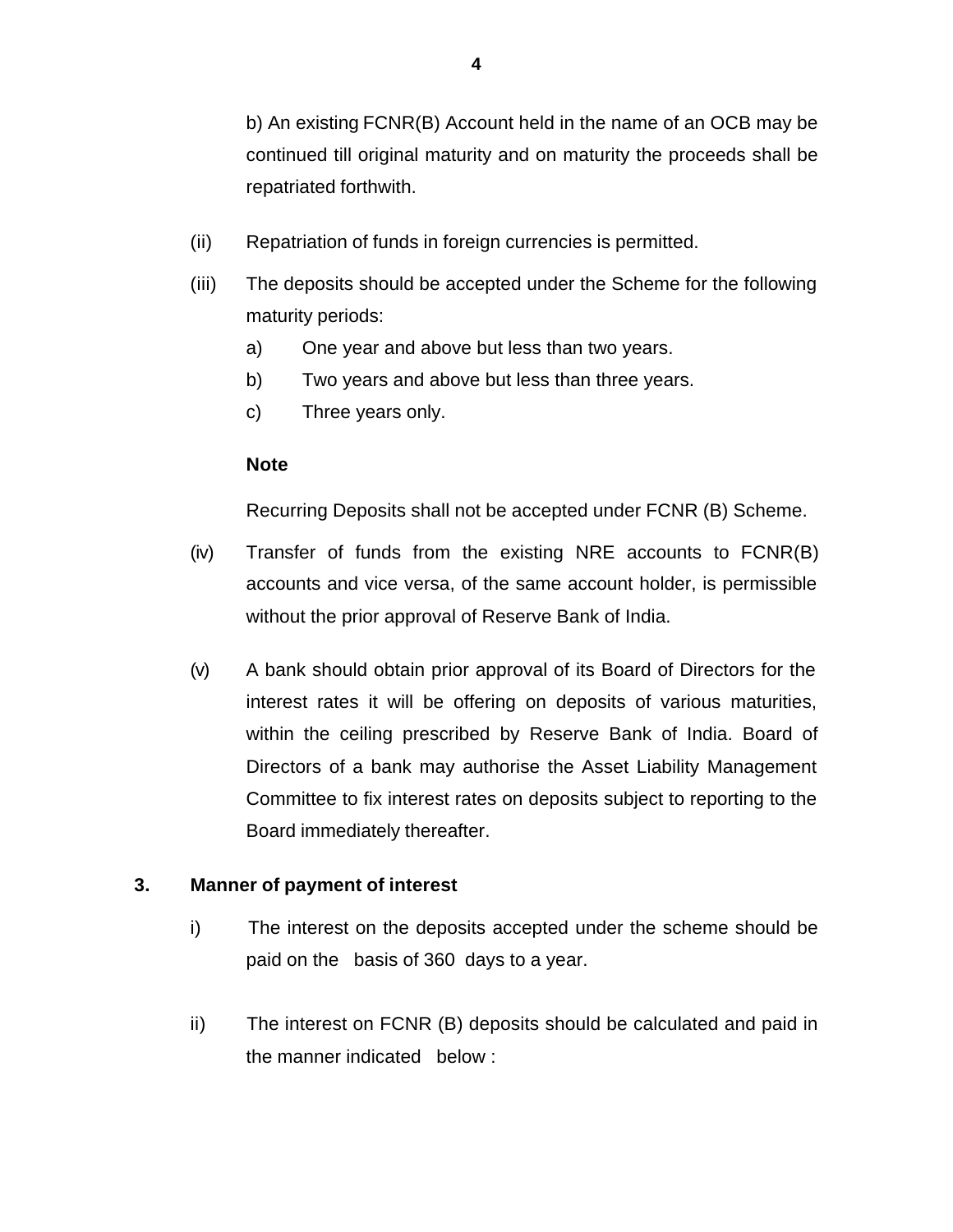b) An existing FCNR(B) Account held in the name of an OCB may be continued till original maturity and on maturity the proceeds shall be repatriated forthwith.

(ii) Repatriation of funds in foreign currencies is permitted.

(iii) The deposits should be accepted under the Scheme for the following maturity periods:

   a) One year and above but less than two years.

   b) Two years and above but less than three years.

   c) Three years only.

   **Note**

   Recurring Deposits shall not be accepted under FCNR (B) Scheme.

(iv) Transfer of funds from the existing NRE accounts to FCNR(B) accounts and vice versa, of the same account holder, is permissible without the prior approval of Reserve Bank of India.

(v) A bank should obtain prior approval of its Board of Directors for the interest rates it will be offering on deposits of various maturities, within the ceiling prescribed by Reserve Bank of India. Board of Directors of a bank may authorise the Asset Liability Management Committee to fix interest rates on deposits subject to reporting to the Board immediately thereafter.

**3. Manner of payment of interest**

i) The interest on the deposits accepted under the scheme should be paid on the basis of 360 days to a year.

ii) The interest on FCNR (B) deposits should be calculated and paid in the manner indicated below :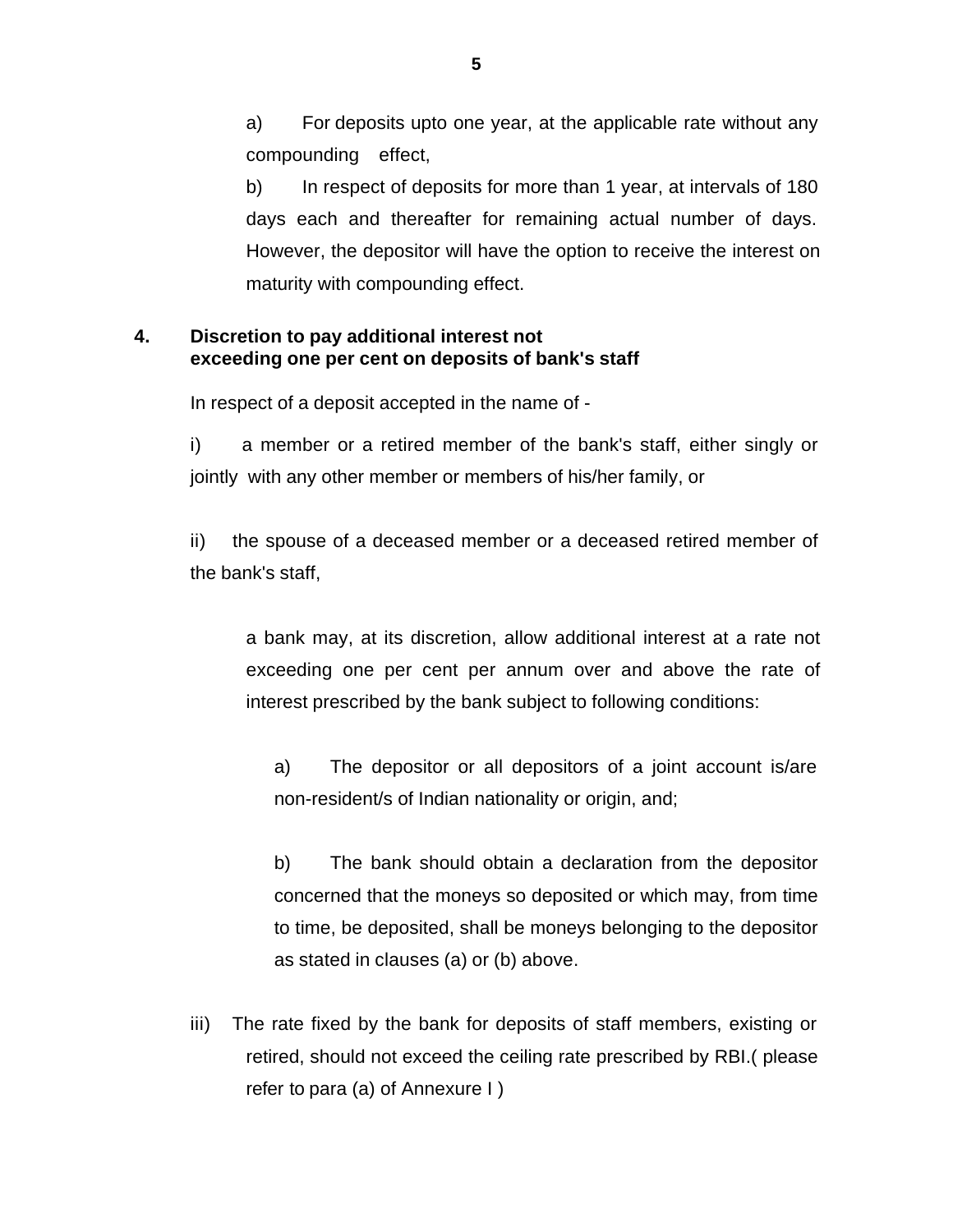a) For deposits upto one year, at the applicable rate without any compounding effect,

b) In respect of deposits for more than 1 year, at intervals of 180 days each and thereafter for remaining actual number of days. However, the depositor will have the option to receive the interest on maturity with compounding effect.

**4. Discretion to pay additional interest not exceeding one per cent on deposits of bank's staff**

In respect of a deposit accepted in the name of -

i) a member or a retired member of the bank's staff, either singly or jointly with any other member or members of his/her family, or

ii) the spouse of a deceased member or a deceased retired member of the bank's staff,

a bank may, at its discretion, allow additional interest at a rate not exceeding one per cent per annum over and above the rate of interest prescribed by the bank subject to following conditions:

a) The depositor or all depositors of a joint account is/are non-resident/s of Indian nationality or origin, and;

b) The bank should obtain a declaration from the depositor concerned that the moneys so deposited or which may, from time to time, be deposited, shall be moneys belonging to the depositor as stated in clauses (a) or (b) above.

iii) The rate fixed by the bank for deposits of staff members, existing or retired, should not exceed the ceiling rate prescribed by RBI.( please refer to para (a) of Annexure I )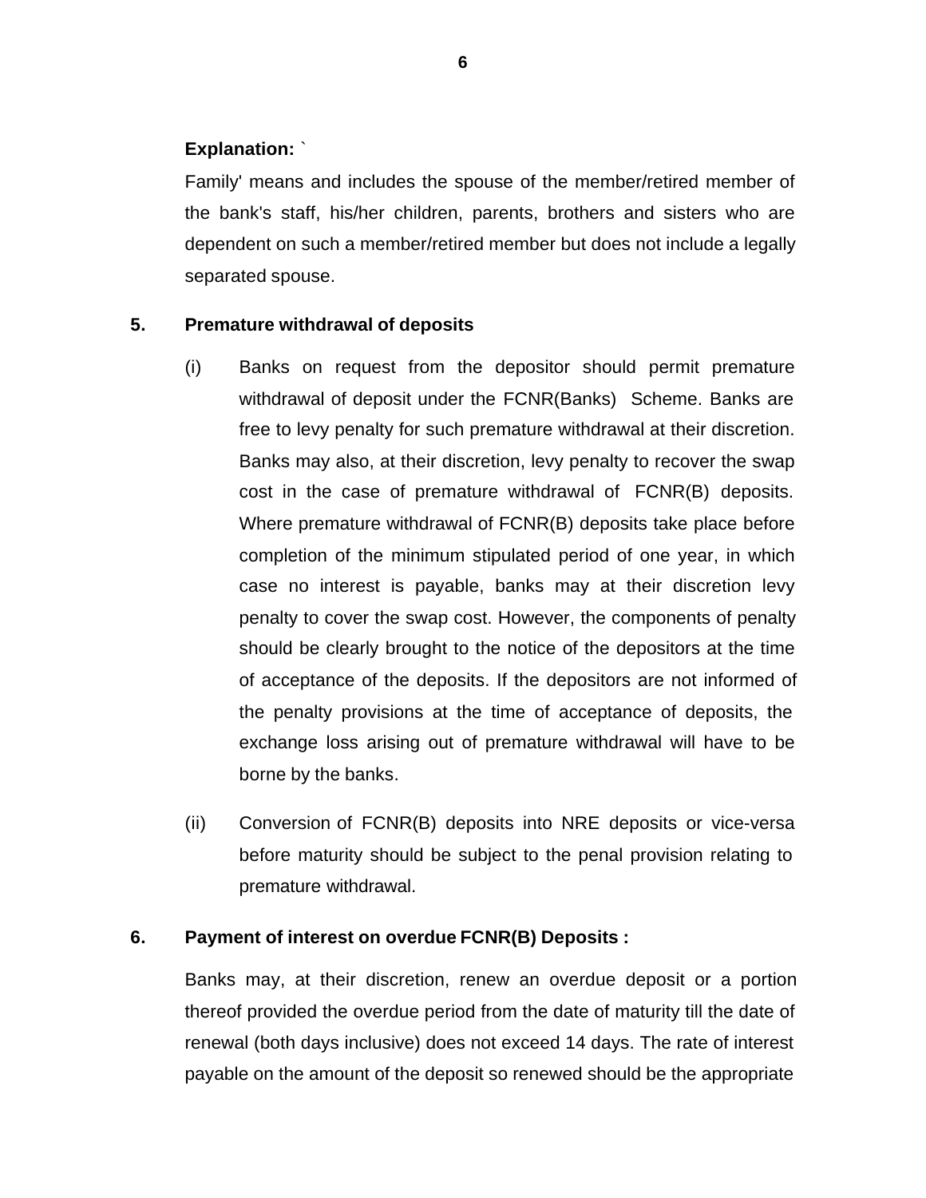**Explanation:** `

Family' means and includes the spouse of the member/retired member of the bank's staff, his/her children, parents, brothers and sisters who are dependent on such a member/retired member but does not include a legally separated spouse.

**5. Premature withdrawal of deposits**

(i) Banks on request from the depositor should permit premature withdrawal of deposit under the FCNR(Banks) Scheme. Banks are free to levy penalty for such premature withdrawal at their discretion. Banks may also, at their discretion, levy penalty to recover the swap cost in the case of premature withdrawal of FCNR(B) deposits. Where premature withdrawal of FCNR(B) deposits take place before completion of the minimum stipulated period of one year, in which case no interest is payable, banks may at their discretion levy penalty to cover the swap cost. However, the components of penalty should be clearly brought to the notice of the depositors at the time of acceptance of the deposits. If the depositors are not informed of the penalty provisions at the time of acceptance of deposits, the exchange loss arising out of premature withdrawal will have to be borne by the banks.

(ii) Conversion of FCNR(B) deposits into NRE deposits or vice-versa before maturity should be subject to the penal provision relating to premature withdrawal.

**6. Payment of interest on overdue FCNR(B) Deposits :**

Banks may, at their discretion, renew an overdue deposit or a portion thereof provided the overdue period from the date of maturity till the date of renewal (both days inclusive) does not exceed 14 days. The rate of interest payable on the amount of the deposit so renewed should be the appropriate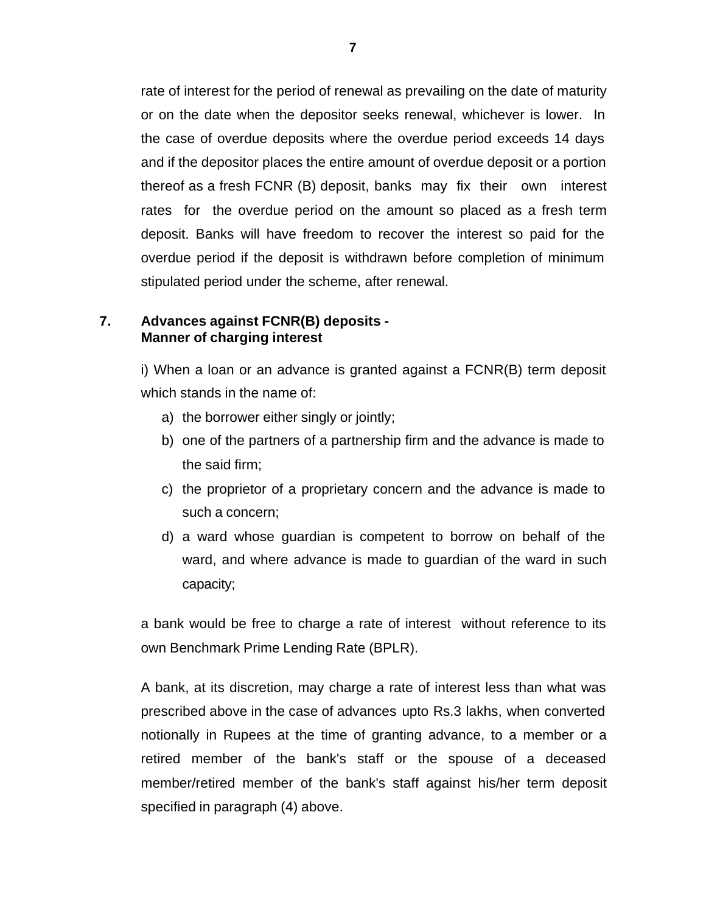rate of interest for the period of renewal as prevailing on the date of maturity or on the date when the depositor seeks renewal, whichever is lower. In the case of overdue deposits where the overdue period exceeds 14 days and if the depositor places the entire amount of overdue deposit or a portion thereof as a fresh FCNR (B) deposit, banks may fix their own interest rates for the overdue period on the amount so placed as a fresh term deposit. Banks will have freedom to recover the interest so paid for the overdue period if the deposit is withdrawn before completion of minimum stipulated period under the scheme, after renewal.

## 7. Advances against FCNR(B) deposits - Manner of charging interest

i) When a loan or an advance is granted against a FCNR(B) term deposit which stands in the name of:

a) the borrower either singly or jointly;
b) one of the partners of a partnership firm and the advance is made to the said firm;
c) the proprietor of a proprietary concern and the advance is made to such a concern;
d) a ward whose guardian is competent to borrow on behalf of the ward, and where advance is made to guardian of the ward in such capacity;

a bank would be free to charge a rate of interest without reference to its own Benchmark Prime Lending Rate (BPLR).

A bank, at its discretion, may charge a rate of interest less than what was prescribed above in the case of advances upto Rs.3 lakhs, when converted notionally in Rupees at the time of granting advance, to a member or a retired member of the bank's staff or the spouse of a deceased member/retired member of the bank's staff against his/her term deposit specified in paragraph (4) above.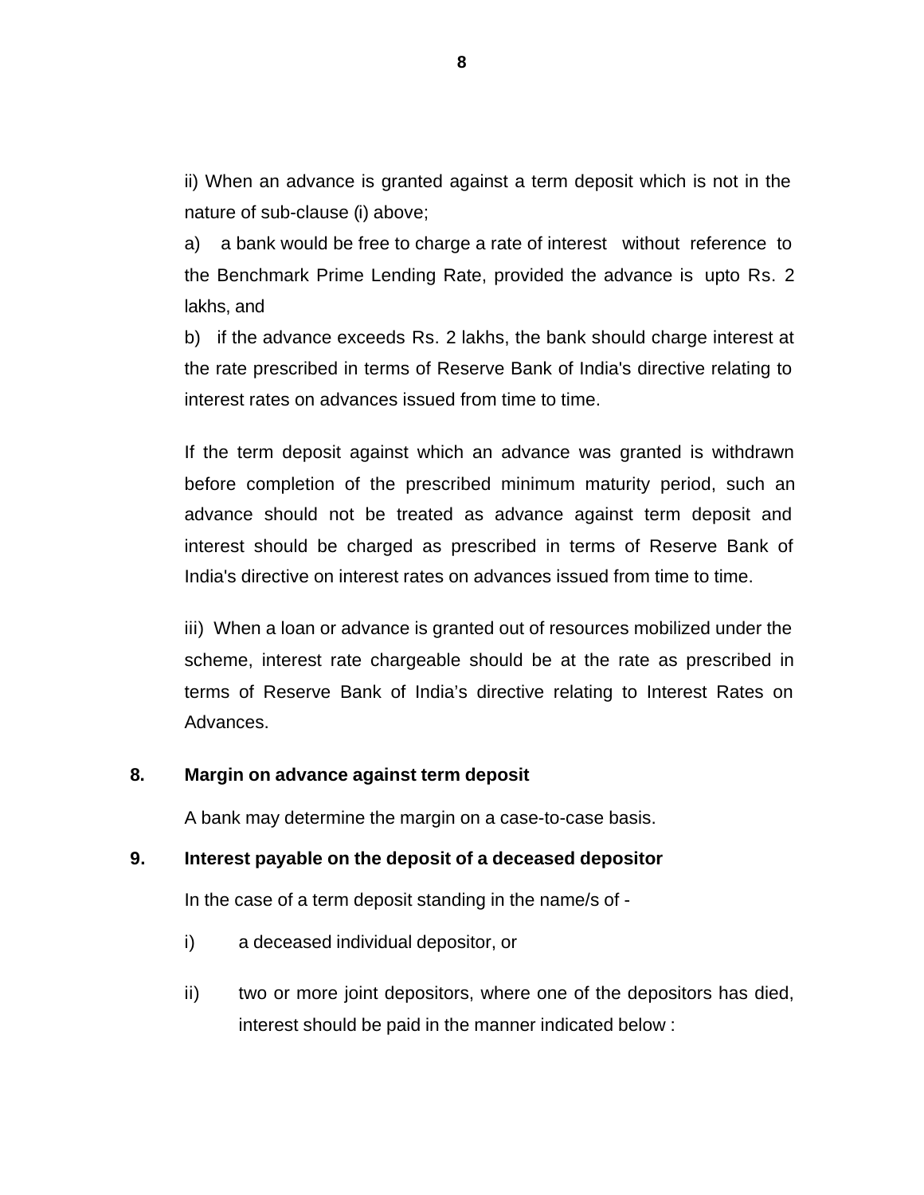ii) When an advance is granted against a term deposit which is not in the nature of sub-clause (i) above;

a) a bank would be free to charge a rate of interest without reference to the Benchmark Prime Lending Rate, provided the advance is upto Rs. 2 lakhs, and

b) if the advance exceeds Rs. 2 lakhs, the bank should charge interest at the rate prescribed in terms of Reserve Bank of India's directive relating to interest rates on advances issued from time to time.

If the term deposit against which an advance was granted is withdrawn before completion of the prescribed minimum maturity period, such an advance should not be treated as advance against term deposit and interest should be charged as prescribed in terms of Reserve Bank of India's directive on interest rates on advances issued from time to time.

iii) When a loan or advance is granted out of resources mobilized under the scheme, interest rate chargeable should be at the rate as prescribed in terms of Reserve Bank of India’s directive relating to Interest Rates on Advances.

**8. Margin on advance against term deposit**

A bank may determine the margin on a case-to-case basis.

**9. Interest payable on the deposit of a deceased depositor**

In the case of a term deposit standing in the name/s of -

i) a deceased individual depositor, or

ii) two or more joint depositors, where one of the depositors has died, interest should be paid in the manner indicated below :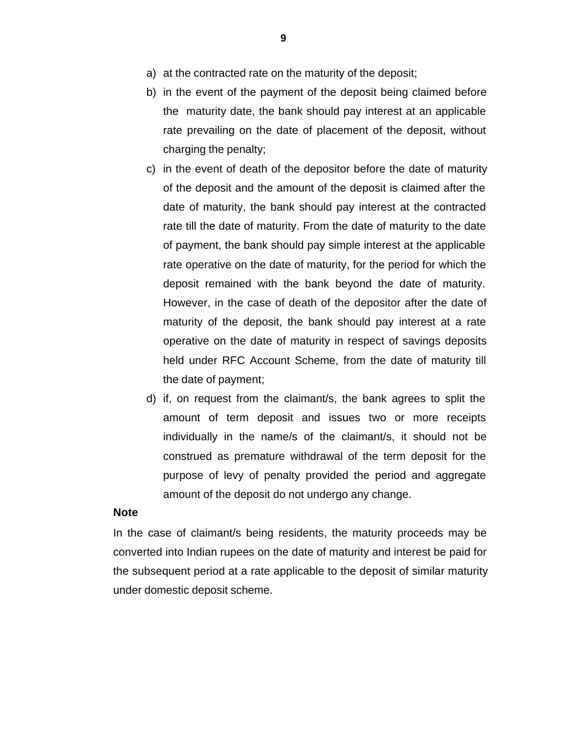a) at the contracted rate on the maturity of the deposit;
b) in the event of the payment of the deposit being claimed before the maturity date, the bank should pay interest at an applicable rate prevailing on the date of placement of the deposit, without charging the penalty;
c) in the event of death of the depositor before the date of maturity of the deposit and the amount of the deposit is claimed after the date of maturity, the bank should pay interest at the contracted rate till the date of maturity. From the date of maturity to the date of payment, the bank should pay simple interest at the applicable rate operative on the date of maturity, for the period for which the deposit remained with the bank beyond the date of maturity. However, in the case of death of the depositor after the date of maturity of the deposit, the bank should pay interest at a rate operative on the date of maturity in respect of savings deposits held under RFC Account Scheme, from the date of maturity till the date of payment;
d) if, on request from the claimant/s, the bank agrees to split the amount of term deposit and issues two or more receipts individually in the name/s of the claimant/s, it should not be construed as premature withdrawal of the term deposit for the purpose of levy of penalty provided the period and aggregate amount of the deposit do not undergo any change.

**Note**

In the case of claimant/s being residents, the maturity proceeds may be converted into Indian rupees on the date of maturity and interest be paid for the subsequent period at a rate applicable to the deposit of similar maturity under domestic deposit scheme.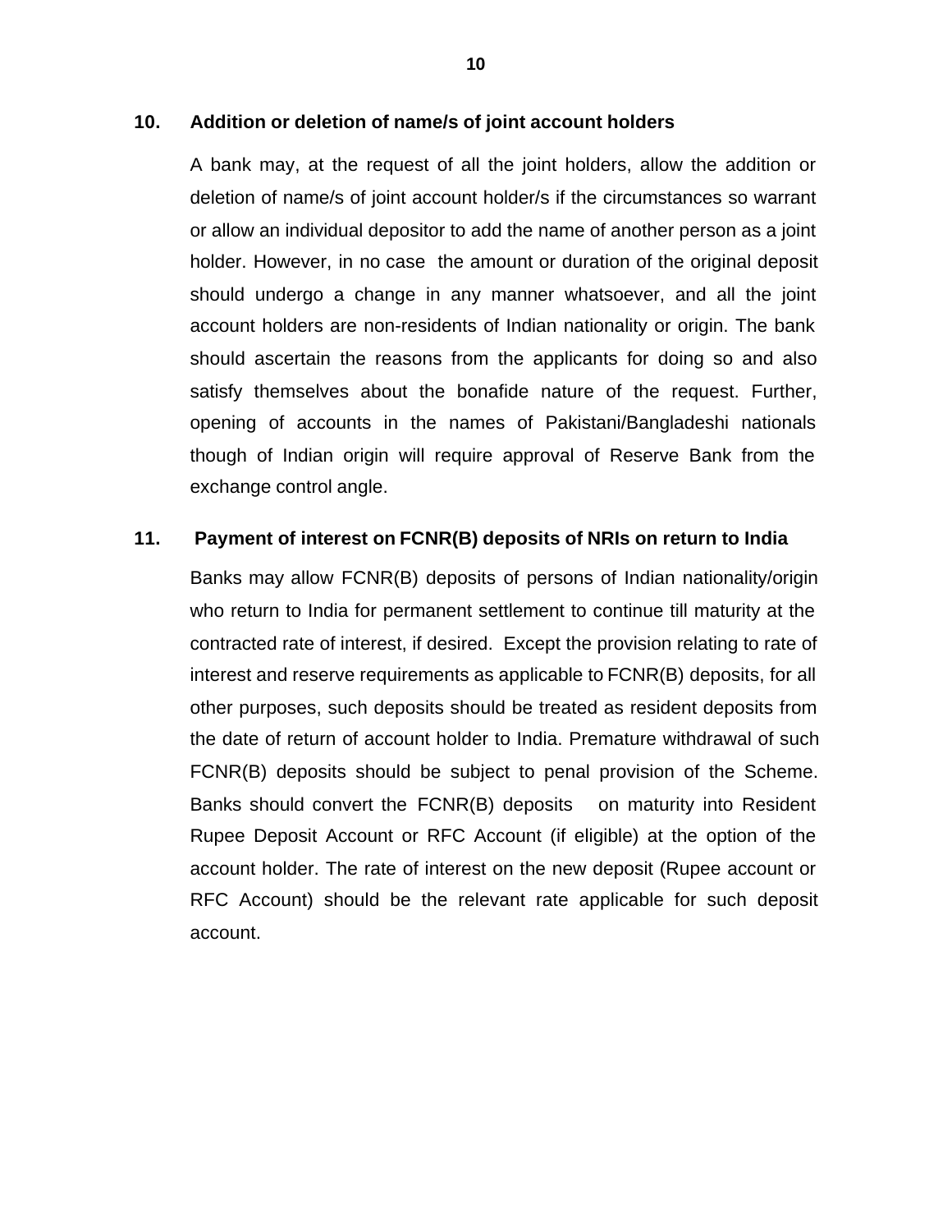## 10. Addition or deletion of name/s of joint account holders

A bank may, at the request of all the joint holders, allow the addition or deletion of name/s of joint account holder/s if the circumstances so warrant or allow an individual depositor to add the name of another person as a joint holder. However, in no case the amount or duration of the original deposit should undergo a change in any manner whatsoever, and all the joint account holders are non-residents of Indian nationality or origin. The bank should ascertain the reasons from the applicants for doing so and also satisfy themselves about the bonafide nature of the request. Further, opening of accounts in the names of Pakistani/Bangladeshi nationals though of Indian origin will require approval of Reserve Bank from the exchange control angle.

## 11. Payment of interest on FCNR(B) deposits of NRIs on return to India

Banks may allow FCNR(B) deposits of persons of Indian nationality/origin who return to India for permanent settlement to continue till maturity at the contracted rate of interest, if desired. Except the provision relating to rate of interest and reserve requirements as applicable to FCNR(B) deposits, for all other purposes, such deposits should be treated as resident deposits from the date of return of account holder to India. Premature withdrawal of such FCNR(B) deposits should be subject to penal provision of the Scheme. Banks should convert the FCNR(B) deposits on maturity into Resident Rupee Deposit Account or RFC Account (if eligible) at the option of the account holder. The rate of interest on the new deposit (Rupee account or RFC Account) should be the relevant rate applicable for such deposit account.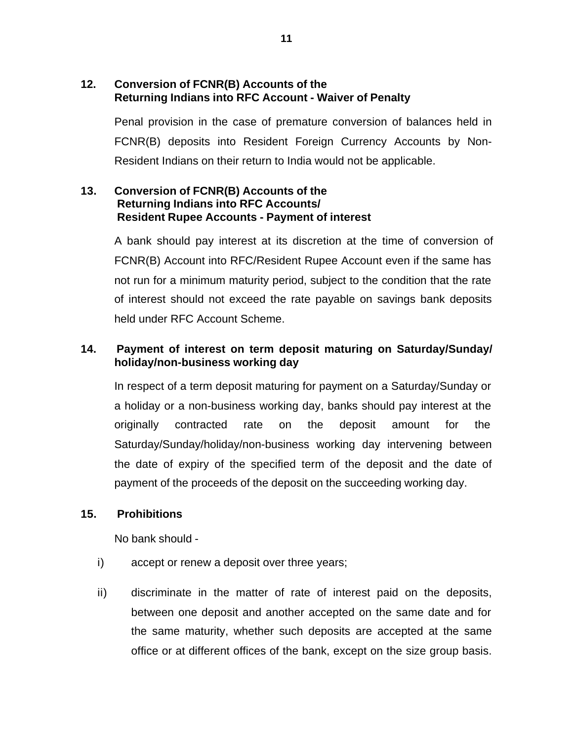## 12. Conversion of FCNR(B) Accounts of the Returning Indians into RFC Account - Waiver of Penalty

Penal provision in the case of premature conversion of balances held in FCNR(B) deposits into Resident Foreign Currency Accounts by Non-Resident Indians on their return to India would not be applicable.

## 13. Conversion of FCNR(B) Accounts of the Returning Indians into RFC Accounts/ Resident Rupee Accounts - Payment of interest

A bank should pay interest at its discretion at the time of conversion of FCNR(B) Account into RFC/Resident Rupee Account even if the same has not run for a minimum maturity period, subject to the condition that the rate of interest should not exceed the rate payable on savings bank deposits held under RFC Account Scheme.

## 14. Payment of interest on term deposit maturing on Saturday/Sunday/ holiday/non-business working day

In respect of a term deposit maturing for payment on a Saturday/Sunday or a holiday or a non-business working day, banks should pay interest at the originally contracted rate on the deposit amount for the Saturday/Sunday/holiday/non-business working day intervening between the date of expiry of the specified term of the deposit and the date of payment of the proceeds of the deposit on the succeeding working day.

## 15. Prohibitions

No bank should -

i) accept or renew a deposit over three years;

ii) discriminate in the matter of rate of interest paid on the deposits, between one deposit and another accepted on the same date and for the same maturity, whether such deposits are accepted at the same office or at different offices of the bank, except on the size group basis.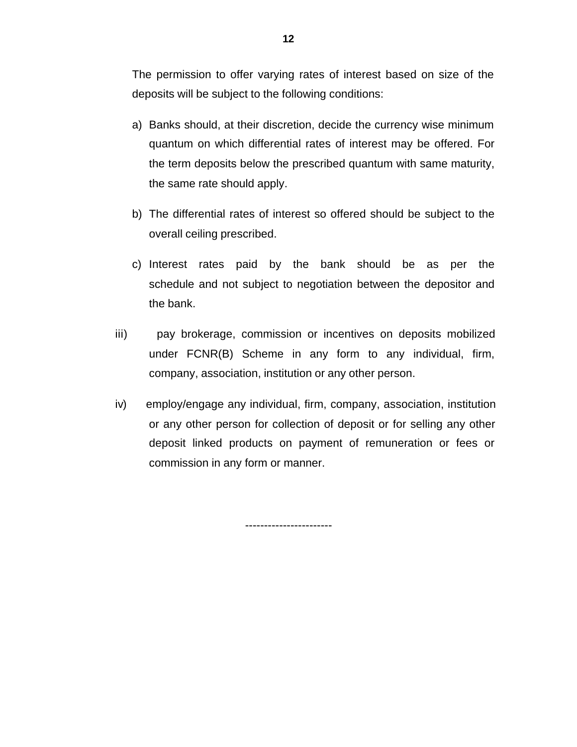The permission to offer varying rates of interest based on size of the deposits will be subject to the following conditions:

a) Banks should, at their discretion, decide the currency wise minimum quantum on which differential rates of interest may be offered. For the term deposits below the prescribed quantum with same maturity, the same rate should apply.

b) The differential rates of interest so offered should be subject to the overall ceiling prescribed.

c) Interest rates paid by the bank should be as per the schedule and not subject to negotiation between the depositor and the bank.

iii) pay brokerage, commission or incentives on deposits mobilized under FCNR(B) Scheme in any form to any individual, firm, company, association, institution or any other person.

iv) employ/engage any individual, firm, company, association, institution or any other person for collection of deposit or for selling any other deposit linked products on payment of remuneration or fees or commission in any form or manner.

----------------------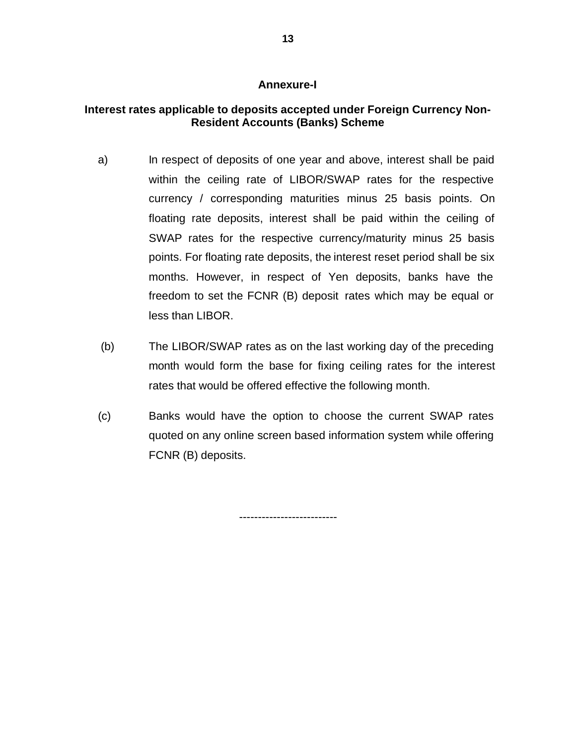## Annexure-I

### Interest rates applicable to deposits accepted under Foreign Currency Non-Resident Accounts (Banks) Scheme

a) In respect of deposits of one year and above, interest shall be paid within the ceiling rate of LIBOR/SWAP rates for the respective currency / corresponding maturities minus 25 basis points. On floating rate deposits, interest shall be paid within the ceiling of SWAP rates for the respective currency/maturity minus 25 basis points. For floating rate deposits, the interest reset period shall be six months. However, in respect of Yen deposits, banks have the freedom to set the FCNR (B) deposit rates which may be equal or less than LIBOR.

(b) The LIBOR/SWAP rates as on the last working day of the preceding month would form the base for fixing ceiling rates for the interest rates that would be offered effective the following month.

(c) Banks would have the option to choose the current SWAP rates quoted on any online screen based information system while offering FCNR (B) deposits.

-------------------------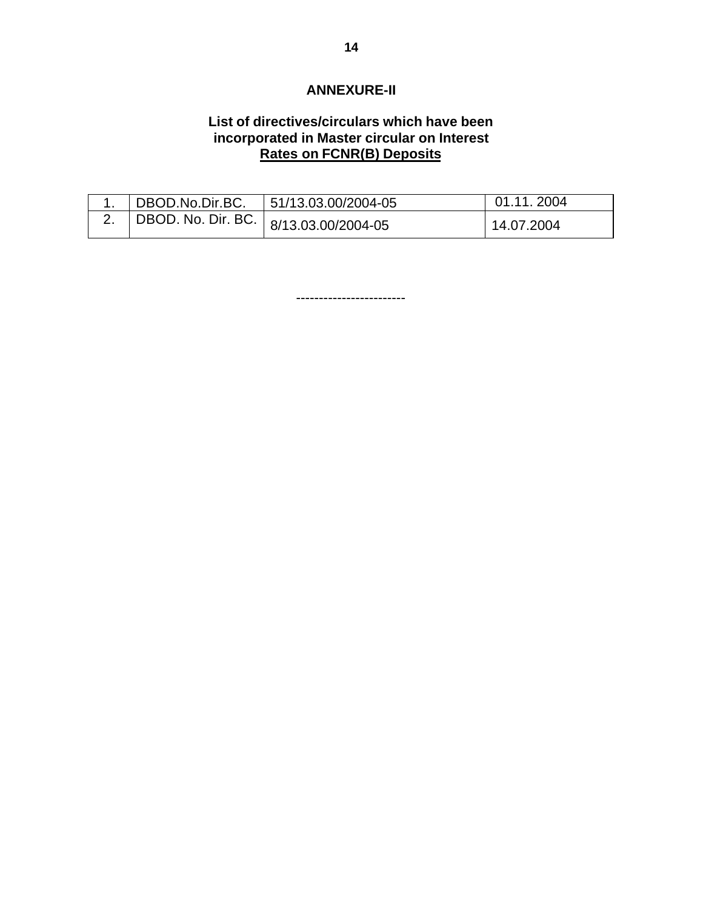## ANNEXURE-II

**List of directives/circulars which have been incorporated in Master circular on Interest Rates on FCNR(B) Deposits**

| | | | |
|---|---|---|---|
| 1. | DBOD.No.Dir.BC. | 51/13.03.00/2004-05 | 01.11. 2004 |
| 2. | DBOD. No. Dir. BC. | 8/13.03.00/2004-05 | 14.07.2004 |

-----------------------